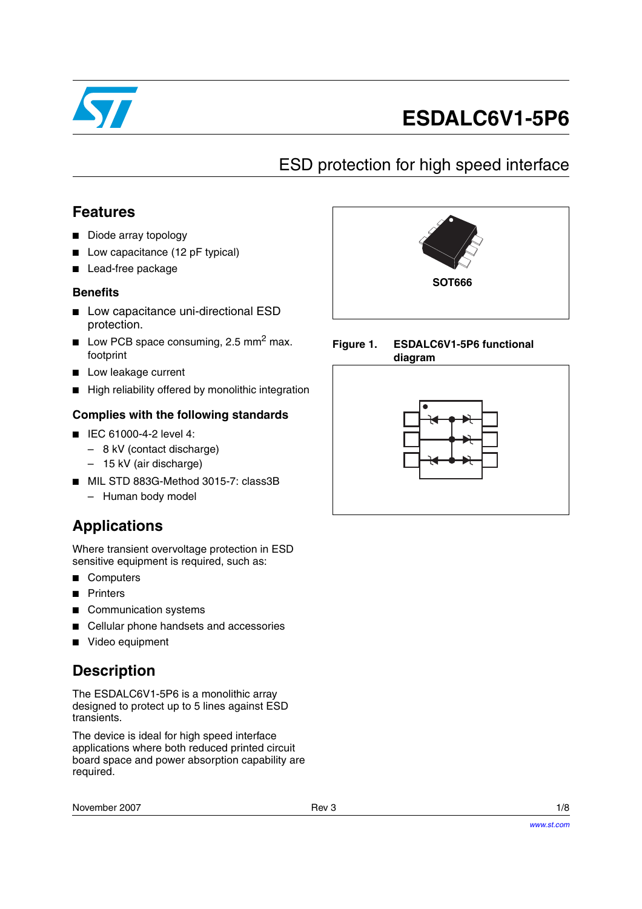# ESDALC6V1-5P6

## ESD protection for high speed interface

## Features

- Diode array topology
- Low capacitance (12 pF typical)
- Lead-free package

### Benefits

- Low capacitance uni-directional ESD protection.
- Low PCB space consuming, 2.5 $mm^2$ max. footprint
- Low leakage current
- High reliability offered by monolithic integration

### Complies with the following standards

- IEC 61000-4-2 level 4:
  - 8 kV (contact discharge)
  - 15 kV (air discharge)
- MIL STD 883G-Method 3015-7: class3B
  - Human body model

SOT666

**Figure 1. ESDALC6V1-5P6 functional diagram**

## Applications

Where transient overvoltage protection in ESD sensitive equipment is required, such as:

- Computers
- Printers
- Communication systems
- Cellular phone handsets and accessories
- Video equipment

## Description

The ESDALC6V1-5P6 is a monolithic array designed to protect up to 5 lines against ESD transients.

The device is ideal for high speed interface applications where both reduced printed circuit board space and power absorption capability are required.

November 2007 Rev 3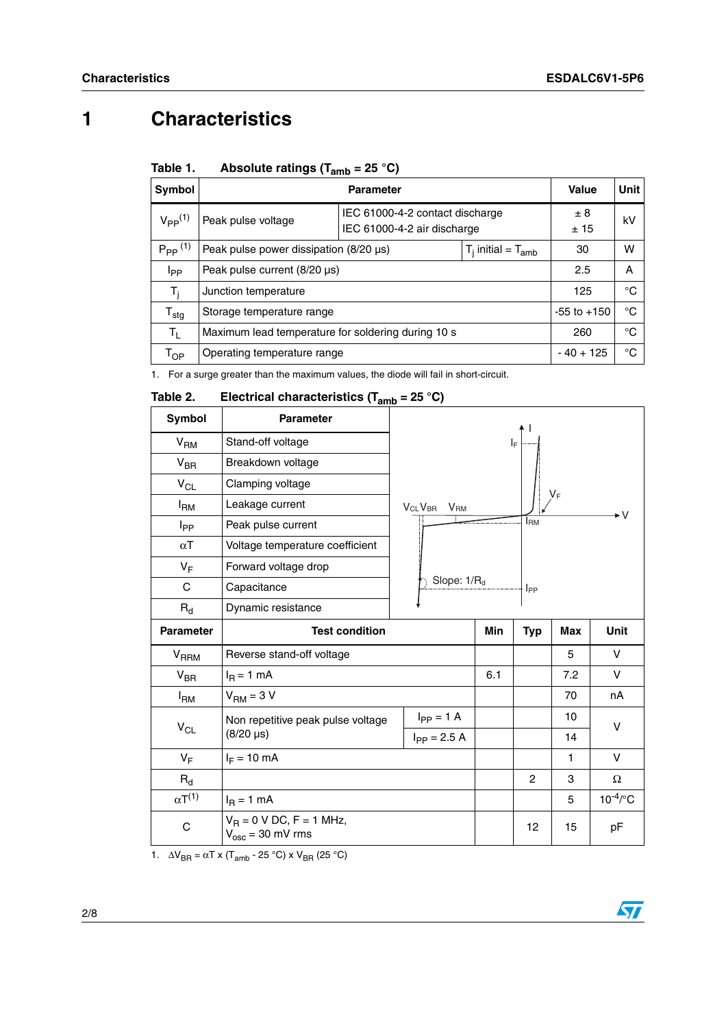# 1 Characteristics

**Table 1. Absolute ratings ($T_{amb}$ = 25 °C)**

| Symbol | Parameter | | Value | Unit |
|---|---|---|---|---|
| $V_{PP}$[1] | Peak pulse voltage | IEC 61000-4-2 contact discharge<br>IEC 61000-4-2 air discharge | ± 8<br>± 15 | kV |
| $P_{PP}$[1] | Peak pulse power dissipation (8/20 µs) | $T_j$ initial = $T_{amb}$ | 30 | W |
| $I_{PP}$ | Peak pulse current (8/20 µs) | | 2.5 | A |
| $T_j$ | Junction temperature | | 125 | °C |
| $T_{stg}$ | Storage temperature range | | -55 to +150 | °C |
| $T_L$ | Maximum lead temperature for soldering during 10 s | | 260 | °C |
| $T_{OP}$ | Operating temperature range | | - 40 + 125 | °C |

1. For a surge greater than the maximum values, the diode will fail in short-circuit.

**Table 2. Electrical characteristics ($T_{amb}$ = 25 °C)**

| Symbol | Parameter |
|---|---|
| $V_{RM}$ | Stand-off voltage |
| $V_{BR}$ | Breakdown voltage |
| $V_{CL}$ | Clamping voltage |
| $I_{RM}$ | Leakage current |
| $I_{PP}$ | Peak pulse current |
| $\alpha T$ | Voltage temperature coefficient |
| $V_F$ | Forward voltage drop |
| C | Capacitance |
| $R_d$ | Dynamic resistance |

| Parameter | Test condition | | Min | Typ | Max | Unit |
|---|---|---|---|---|---|---|
| $V_{RRM}$ | Reverse stand-off voltage | | | | 5 | V |
| $V_{BR}$ | $I_R$ = 1 mA | | 6.1 | | 7.2 | V |
| $I_{RM}$ | $V_{RM}$ = 3 V | | | | 70 | nA |
| $V_{CL}$ | Non repetitive peak pulse voltage (8/20 µs) | $I_{PP}$ = 1 A | | | 10 | V |
| | | $I_{PP}$ = 2.5 A | | | 14 | V |
| $V_F$ | $I_F$ = 10 mA | | | | 1 | V |
| $R_d$ | | | | 2 | 3 | Ω |
| $\alpha T$[1] | $I_R$ = 1 mA | | | | 5 | $10^{-4}$/°C |
| C | $V_R$ = 0 V DC, F = 1 MHz, $V_{osc}$ = 30 mV rms | | | 12 | 15 | pF |

1. $\Delta V_{BR} = \alpha T \times (T_{amb} - 25\ °C) \times V_{BR}\ (25\ °C)$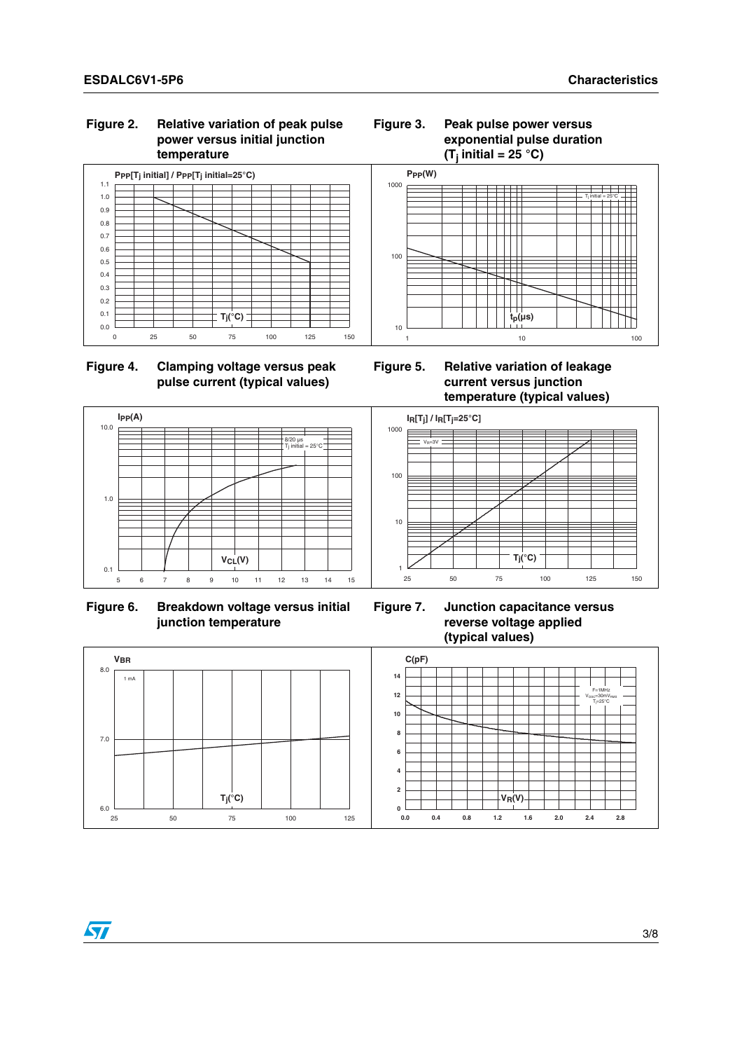**Figure 2. Relative variation of peak pulse power versus initial junction temperature**

**Figure 3. Peak pulse power versus exponential pulse duration ($T_j$ initial = 25 °C)**

**Figure 4. Clamping voltage versus peak pulse current (typical values)**

**Figure 5. Relative variation of leakage current versus junction temperature (typical values)**

**Figure 6. Breakdown voltage versus initial junction temperature**

**Figure 7. Junction capacitance versus reverse voltage applied (typical values)**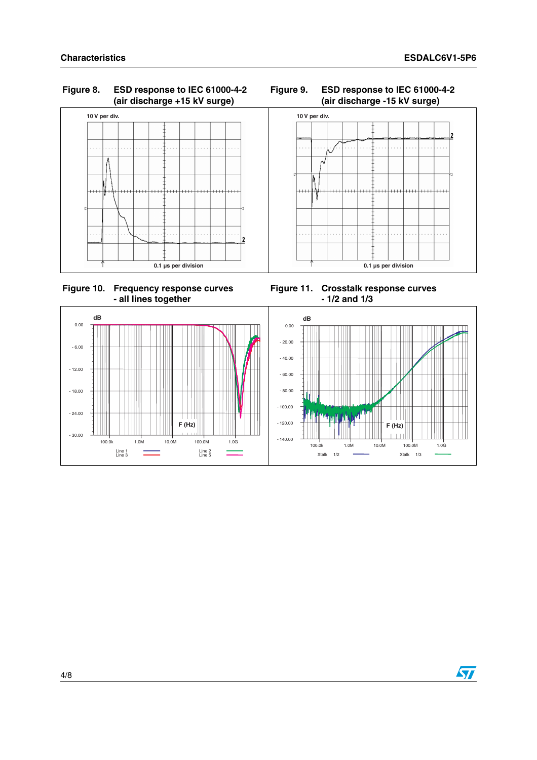Figure 8. ESD response to IEC 61000-4-2 (air discharge +15 kV surge)

Figure 9. ESD response to IEC 61000-4-2 (air discharge -15 kV surge)

Figure 10. Frequency response curves - all lines together

Figure 11. Crosstalk response curves - 1/2 and 1/3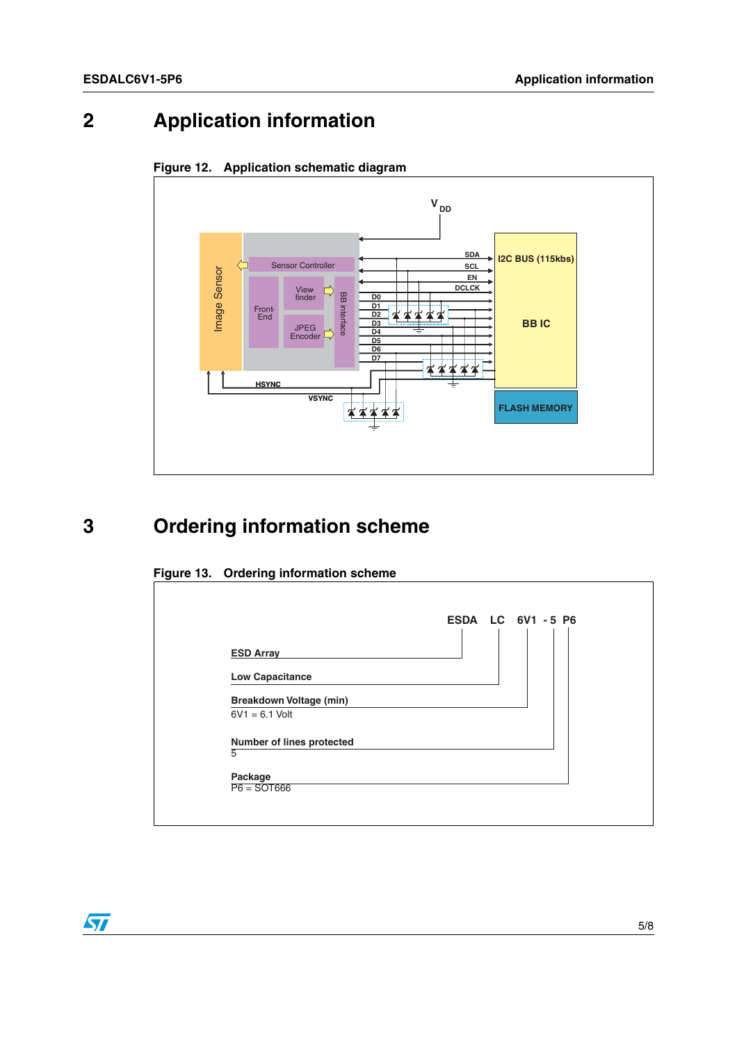# 2 Application information

**Figure 12. Application schematic diagram**

# 3 Ordering information scheme

**Figure 13. Ordering information scheme**

**ESDA LC 6V1 - 5 P6**

- **ESD Array** (ESDA)
- **Low Capacitance** (LC)
- **Breakdown Voltage (min)**
  6V1 = 6.1 Volt
- **Number of lines protected**
  5
- **Package**
  P6 = SOT666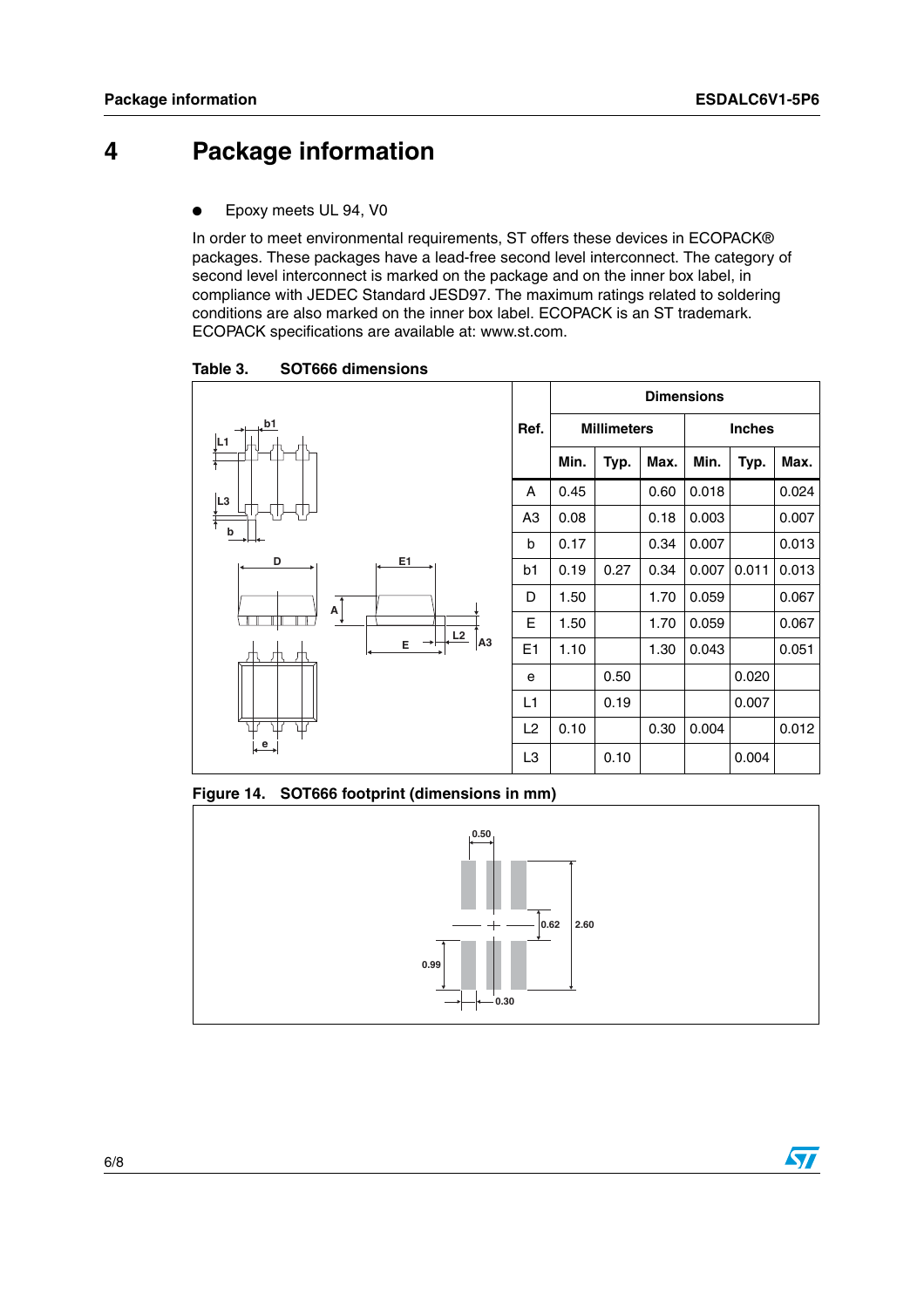# 4 Package information

- Epoxy meets UL 94, V0

In order to meet environmental requirements, ST offers these devices in ECOPACK® packages. These packages have a lead-free second level interconnect. The category of second level interconnect is marked on the package and on the inner box label, in compliance with JEDEC Standard JESD97. The maximum ratings related to soldering conditions are also marked on the inner box label. ECOPACK is an ST trademark. ECOPACK specifications are available at: www.st.com.

**Table 3. SOT666 dimensions**

| Ref. | Dimensions | | | | | |
|---|---|---|---|---|---|---|
| | Millimeters | | | Inches | | |
| | Min. | Typ. | Max. | Min. | Typ. | Max. |
| A | 0.45 | | 0.60 | 0.018 | | 0.024 |
| A3 | 0.08 | | 0.18 | 0.003 | | 0.007 |
| b | 0.17 | | 0.34 | 0.007 | | 0.013 |
| b1 | 0.19 | 0.27 | 0.34 | 0.007 | 0.011 | 0.013 |
| D | 1.50 | | 1.70 | 0.059 | | 0.067 |
| E | 1.50 | | 1.70 | 0.059 | | 0.067 |
| E1 | 1.10 | | 1.30 | 0.043 | | 0.051 |
| e | | 0.50 | | | 0.020 | |
| L1 | | 0.19 | | | 0.007 | |
| L2 | 0.10 | | 0.30 | 0.004 | | 0.012 |
| L3 | | 0.10 | | | 0.004 | |

**Figure 14. SOT666 footprint (dimensions in mm)**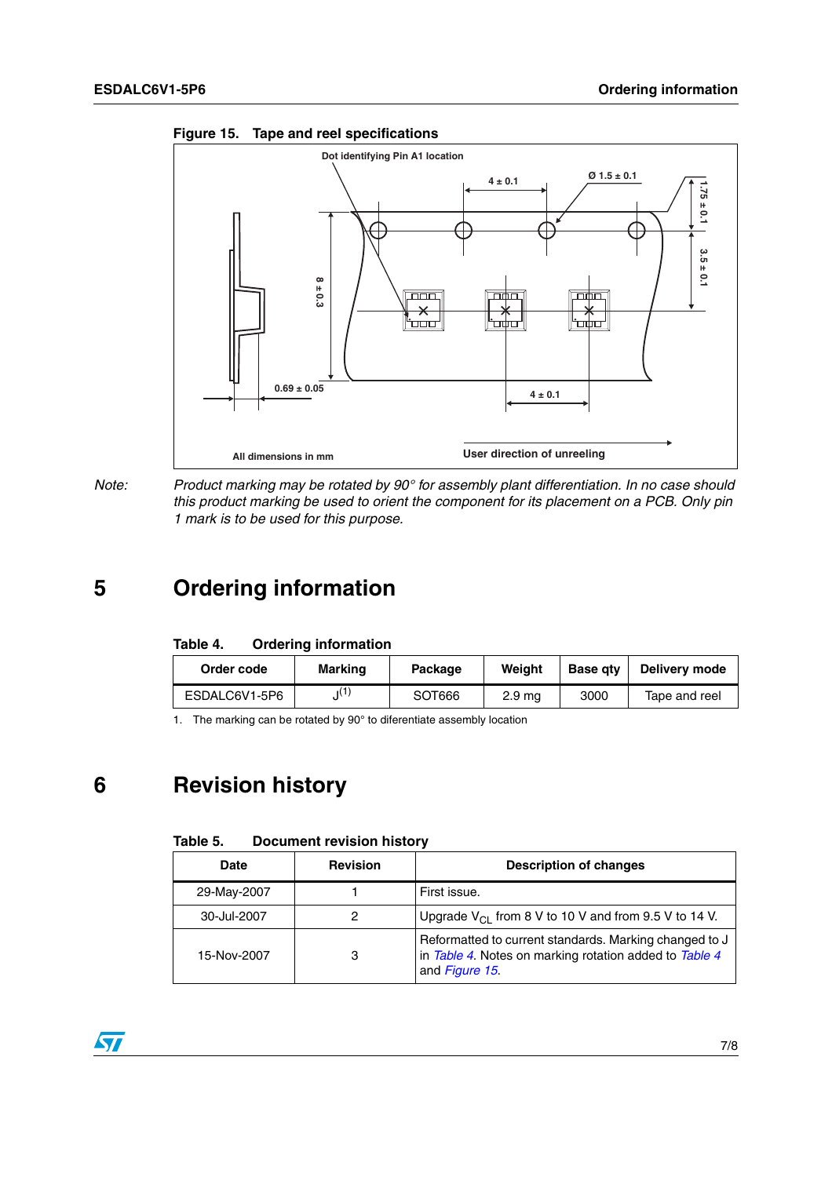**Figure 15. Tape and reel specifications**

Note: *Product marking may be rotated by 90° for assembly plant differentiation. In no case should this product marking be used to orient the component for its placement on a PCB. Only pin 1 mark is to be used for this purpose.*

# 5 Ordering information

**Table 4. Ordering information**

| Order code | Marking | Package | Weight | Base qty | Delivery mode |
|---|---|---|---|---|---|
| ESDALC6V1-5P6 | J(1) | SOT666 | 2.9 mg | 3000 | Tape and reel |

1. The marking can be rotated by 90° to diferentiate assembly location

# 6 Revision history

**Table 5. Document revision history**

| Date | Revision | Description of changes |
|---|---|---|
| 29-May-2007 | 1 | First issue. |
| 30-Jul-2007 | 2 | Upgrade $V_{CL}$ from 8 V to 10 V and from 9.5 V to 14 V. |
| 15-Nov-2007 | 3 | Reformatted to current standards. Marking changed to J in *Table 4*. Notes on marking rotation added to *Table 4* and *Figure 15*. |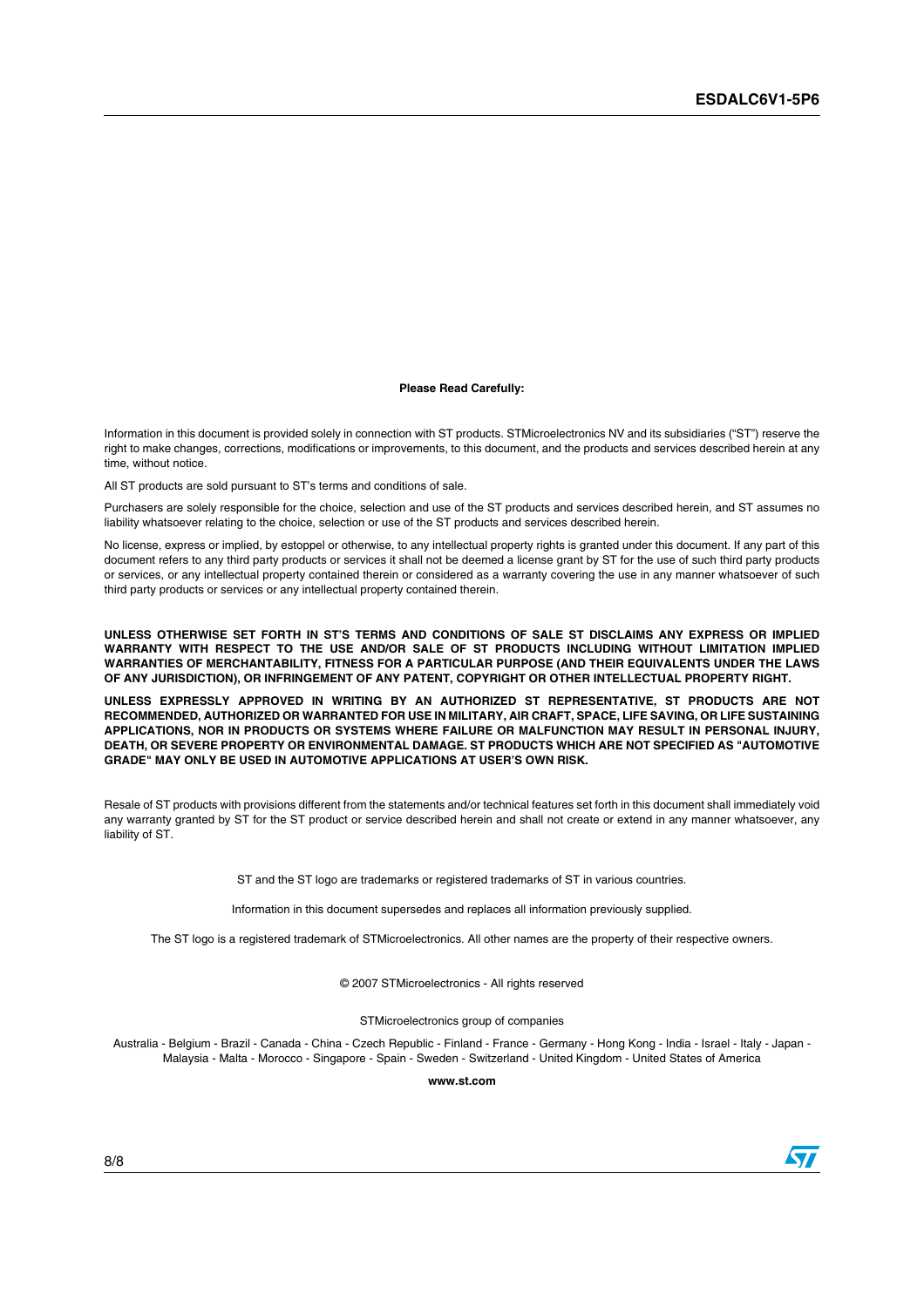**Please Read Carefully:**

Information in this document is provided solely in connection with ST products. STMicroelectronics NV and its subsidiaries ("ST") reserve the right to make changes, corrections, modifications or improvements, to this document, and the products and services described herein at any time, without notice.

All ST products are sold pursuant to ST's terms and conditions of sale.

Purchasers are solely responsible for the choice, selection and use of the ST products and services described herein, and ST assumes no liability whatsoever relating to the choice, selection or use of the ST products and services described herein.

No license, express or implied, by estoppel or otherwise, to any intellectual property rights is granted under this document. If any part of this document refers to any third party products or services it shall not be deemed a license grant by ST for the use of such third party products or services, or any intellectual property contained therein or considered as a warranty covering the use in any manner whatsoever of such third party products or services or any intellectual property contained therein.

**UNLESS OTHERWISE SET FORTH IN ST'S TERMS AND CONDITIONS OF SALE ST DISCLAIMS ANY EXPRESS OR IMPLIED WARRANTY WITH RESPECT TO THE USE AND/OR SALE OF ST PRODUCTS INCLUDING WITHOUT LIMITATION IMPLIED WARRANTIES OF MERCHANTABILITY, FITNESS FOR A PARTICULAR PURPOSE (AND THEIR EQUIVALENTS UNDER THE LAWS OF ANY JURISDICTION), OR INFRINGEMENT OF ANY PATENT, COPYRIGHT OR OTHER INTELLECTUAL PROPERTY RIGHT.**

**UNLESS EXPRESSLY APPROVED IN WRITING BY AN AUTHORIZED ST REPRESENTATIVE, ST PRODUCTS ARE NOT RECOMMENDED, AUTHORIZED OR WARRANTED FOR USE IN MILITARY, AIR CRAFT, SPACE, LIFE SAVING, OR LIFE SUSTAINING APPLICATIONS, NOR IN PRODUCTS OR SYSTEMS WHERE FAILURE OR MALFUNCTION MAY RESULT IN PERSONAL INJURY, DEATH, OR SEVERE PROPERTY OR ENVIRONMENTAL DAMAGE. ST PRODUCTS WHICH ARE NOT SPECIFIED AS "AUTOMOTIVE GRADE" MAY ONLY BE USED IN AUTOMOTIVE APPLICATIONS AT USER'S OWN RISK.**

Resale of ST products with provisions different from the statements and/or technical features set forth in this document shall immediately void any warranty granted by ST for the ST product or service described herein and shall not create or extend in any manner whatsoever, any liability of ST.

ST and the ST logo are trademarks or registered trademarks of ST in various countries.

Information in this document supersedes and replaces all information previously supplied.

The ST logo is a registered trademark of STMicroelectronics. All other names are the property of their respective owners.

© 2007 STMicroelectronics - All rights reserved

STMicroelectronics group of companies

Australia - Belgium - Brazil - Canada - China - Czech Republic - Finland - France - Germany - Hong Kong - India - Israel - Italy - Japan - Malaysia - Malta - Morocco - Singapore - Spain - Sweden - Switzerland - United Kingdom - United States of America

**www.st.com**